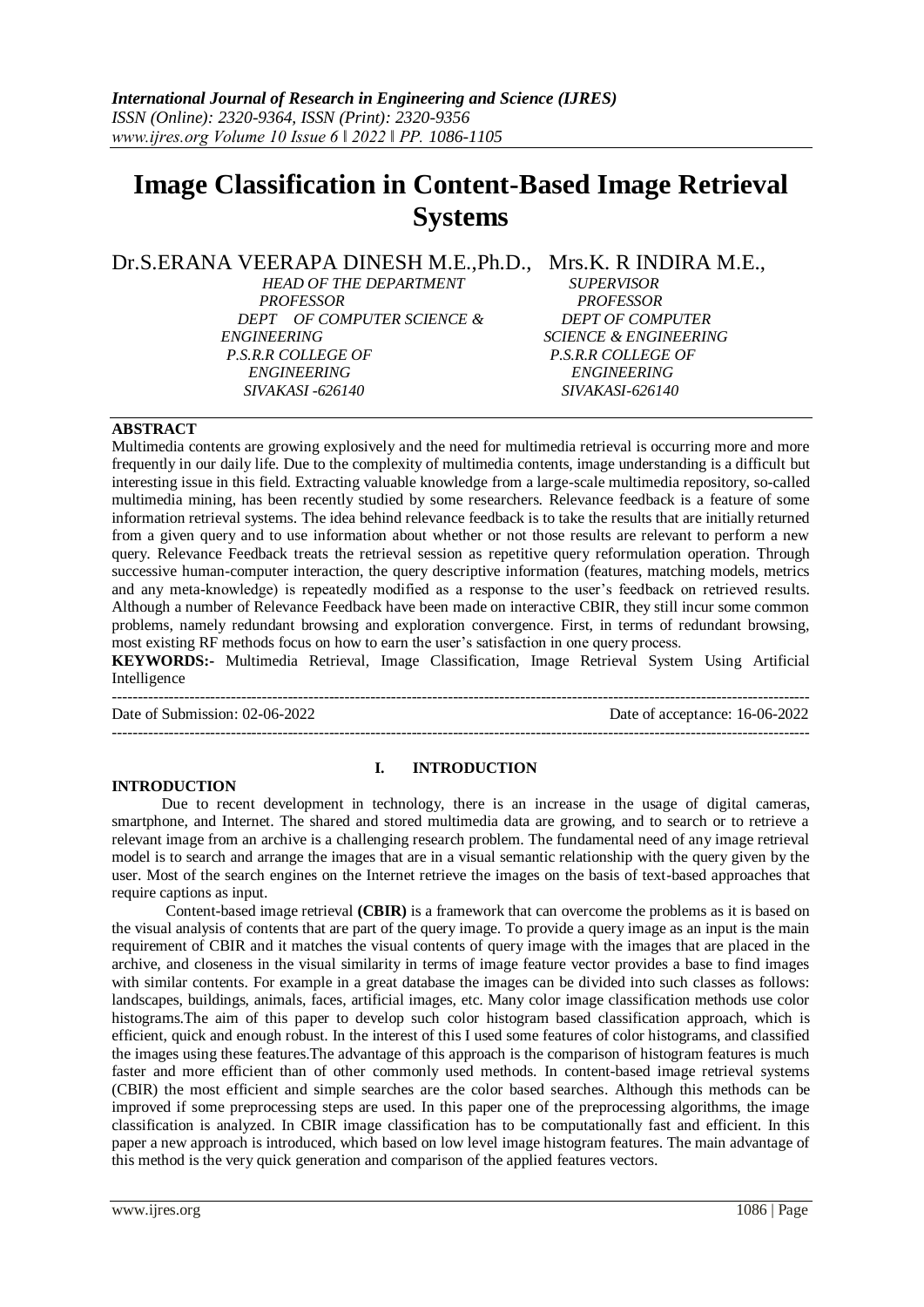# Image Classification in Content-Based Image Retrieval Systems

Dr.S.ERANA VEERAPA DINESH M.E.,Ph.D.,
*HEAD OF THE DEPARTMENT*
*PROFESSOR*
*DEPT OF COMPUTER SCIENCE & ENGINEERING*
*P.S.R.R COLLEGE OF ENGINEERING*
*SIVAKASI -626140*

Mrs.K. R INDIRA M.E.,
*SUPERVISOR*
*PROFESSOR*
*DEPT OF COMPUTER SCIENCE & ENGINEERING*
*P.S.R.R COLLEGE OF ENGINEERING*
*SIVAKASI-626140*

## ABSTRACT

Multimedia contents are growing explosively and the need for multimedia retrieval is occurring more and more frequently in our daily life. Due to the complexity of multimedia contents, image understanding is a difficult but interesting issue in this field. Extracting valuable knowledge from a large-scale multimedia repository, so-called multimedia mining, has been recently studied by some researchers. Relevance feedback is a feature of some information retrieval systems. The idea behind relevance feedback is to take the results that are initially returned from a given query and to use information about whether or not those results are relevant to perform a new query. Relevance Feedback treats the retrieval session as repetitive query reformulation operation. Through successive human-computer interaction, the query descriptive information (features, matching models, metrics and any meta-knowledge) is repeatedly modified as a response to the user's feedback on retrieved results. Although a number of Relevance Feedback have been made on interactive CBIR, they still incur some common problems, namely redundant browsing and exploration convergence. First, in terms of redundant browsing, most existing RF methods focus on how to earn the user's satisfaction in one query process.

**KEYWORDS:-** Multimedia Retrieval, Image Classification, Image Retrieval System Using Artificial Intelligence

Date of Submission: 02-06-2022 | Date of acceptance: 16-06-2022

## I. INTRODUCTION

### INTRODUCTION

Due to recent development in technology, there is an increase in the usage of digital cameras, smartphone, and Internet. The shared and stored multimedia data are growing, and to search or to retrieve a relevant image from an archive is a challenging research problem. The fundamental need of any image retrieval model is to search and arrange the images that are in a visual semantic relationship with the query given by the user. Most of the search engines on the Internet retrieve the images on the basis of text-based approaches that require captions as input.

Content-based image retrieval **(CBIR)** is a framework that can overcome the problems as it is based on the visual analysis of contents that are part of the query image. To provide a query image as an input is the main requirement of CBIR and it matches the visual contents of query image with the images that are placed in the archive, and closeness in the visual similarity in terms of image feature vector provides a base to find images with similar contents. For example in a great database the images can be divided into such classes as follows: landscapes, buildings, animals, faces, artificial images, etc. Many color image classification methods use color histograms.The aim of this paper to develop such color histogram based classification approach, which is efficient, quick and enough robust. In the interest of this I used some features of color histograms, and classified the images using these features.The advantage of this approach is the comparison of histogram features is much faster and more efficient than of other commonly used methods. In content-based image retrieval systems (CBIR) the most efficient and simple searches are the color based searches. Although this methods can be improved if some preprocessing steps are used. In this paper one of the preprocessing algorithms, the image classification is analyzed. In CBIR image classification has to be computationally fast and efficient. In this paper a new approach is introduced, which based on low level image histogram features. The main advantage of this method is the very quick generation and comparison of the applied features vectors.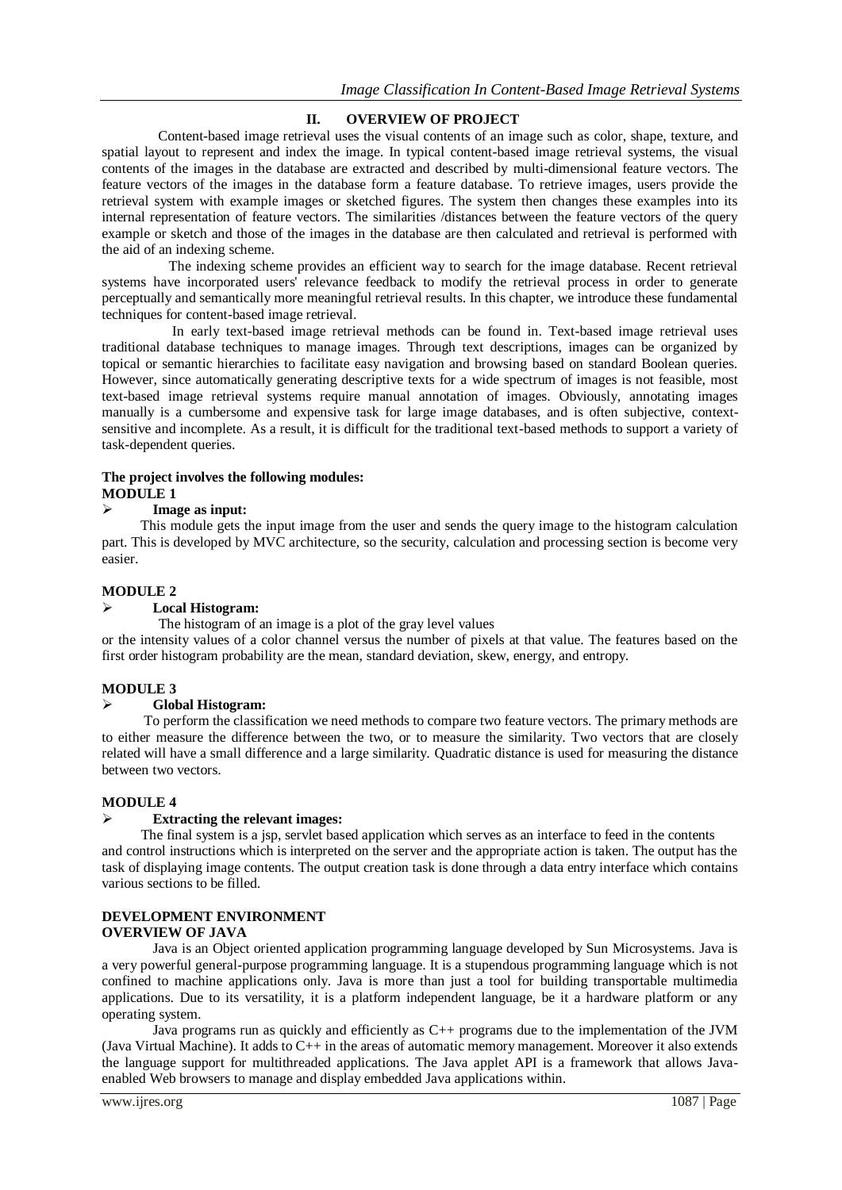## II. OVERVIEW OF PROJECT

Content-based image retrieval uses the visual contents of an image such as color, shape, texture, and spatial layout to represent and index the image. In typical content-based image retrieval systems, the visual contents of the images in the database are extracted and described by multi-dimensional feature vectors. The feature vectors of the images in the database form a feature database. To retrieve images, users provide the retrieval system with example images or sketched figures. The system then changes these examples into its internal representation of feature vectors. The similarities /distances between the feature vectors of the query example or sketch and those of the images in the database are then calculated and retrieval is performed with the aid of an indexing scheme.

The indexing scheme provides an efficient way to search for the image database. Recent retrieval systems have incorporated users' relevance feedback to modify the retrieval process in order to generate perceptually and semantically more meaningful retrieval results. In this chapter, we introduce these fundamental techniques for content-based image retrieval.

In early text-based image retrieval methods can be found in. Text-based image retrieval uses traditional database techniques to manage images. Through text descriptions, images can be organized by topical or semantic hierarchies to facilitate easy navigation and browsing based on standard Boolean queries. However, since automatically generating descriptive texts for a wide spectrum of images is not feasible, most text-based image retrieval systems require manual annotation of images. Obviously, annotating images manually is a cumbersome and expensive task for large image databases, and is often subjective, context-sensitive and incomplete. As a result, it is difficult for the traditional text-based methods to support a variety of task-dependent queries.

**The project involves the following modules:**

**MODULE 1**

- **Image as input:**

This module gets the input image from the user and sends the query image to the histogram calculation part. This is developed by MVC architecture, so the security, calculation and processing section is become very easier.

**MODULE 2**

- **Local Histogram:**

The histogram of an image is a plot of the gray level values or the intensity values of a color channel versus the number of pixels at that value. The features based on the first order histogram probability are the mean, standard deviation, skew, energy, and entropy.

**MODULE 3**

- **Global Histogram:**

To perform the classification we need methods to compare two feature vectors. The primary methods are to either measure the difference between the two, or to measure the similarity. Two vectors that are closely related will have a small difference and a large similarity. Quadratic distance is used for measuring the distance between two vectors.

**MODULE 4**

- **Extracting the relevant images:**

The final system is a jsp, servlet based application which serves as an interface to feed in the contents and control instructions which is interpreted on the server and the appropriate action is taken. The output has the task of displaying image contents. The output creation task is done through a data entry interface which contains various sections to be filled.

**DEVELOPMENT ENVIRONMENT**

**OVERVIEW OF JAVA**

Java is an Object oriented application programming language developed by Sun Microsystems. Java is a very powerful general-purpose programming language. It is a stupendous programming language which is not confined to machine applications only. Java is more than just a tool for building transportable multimedia applications. Due to its versatility, it is a platform independent language, be it a hardware platform or any operating system.

Java programs run as quickly and efficiently as C++ programs due to the implementation of the JVM (Java Virtual Machine). It adds to C++ in the areas of automatic memory management. Moreover it also extends the language support for multithreaded applications. The Java applet API is a framework that allows Java-enabled Web browsers to manage and display embedded Java applications within.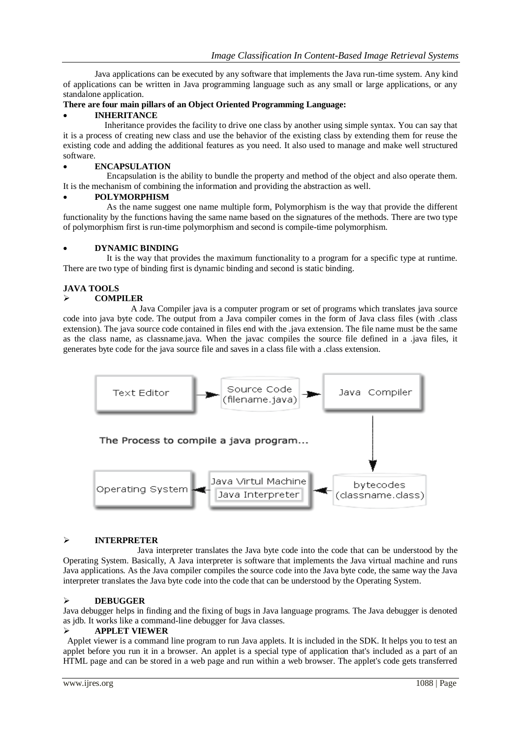Java applications can be executed by any software that implements the Java run-time system. Any kind of applications can be written in Java programming language such as any small or large applications, or any standalone application.

**There are four main pillars of an Object Oriented Programming Language:**

- **INHERITANCE**

Inheritance provides the facility to drive one class by another using simple syntax. You can say that it is a process of creating new class and use the behavior of the existing class by extending them for reuse the existing code and adding the additional features as you need. It also used to manage and make well structured software.

- **ENCAPSULATION**

Encapsulation is the ability to bundle the property and method of the object and also operate them. It is the mechanism of combining the information and providing the abstraction as well.

- **POLYMORPHISM**

As the name suggest one name multiple form, Polymorphism is the way that provide the different functionality by the functions having the same name based on the signatures of the methods. There are two type of polymorphism first is run-time polymorphism and second is compile-time polymorphism.

- **DYNAMIC BINDING**

It is the way that provides the maximum functionality to a program for a specific type at runtime. There are two type of binding first is dynamic binding and second is static binding.

**JAVA TOOLS**

- **COMPILER**

A Java Compiler java is a computer program or set of programs which translates java source code into java byte code. The output from a Java compiler comes in the form of Java class files (with .class extension). The java source code contained in files end with the .java extension. The file name must be the same as the class name, as classname.java. When the javac compiles the source file defined in a .java files, it generates byte code for the java source file and saves in a class file with a .class extension.

Text Editor → Source Code (filename.java) → Java Compiler → bytecodes (classname.class) → Java Virtul Machine / Java Interpreter → Operating System

The Process to compile a java program...

- **INTERPRETER**

Java interpreter translates the Java byte code into the code that can be understood by the Operating System. Basically, A Java interpreter is software that implements the Java virtual machine and runs Java applications. As the Java compiler compiles the source code into the Java byte code, the same way the Java interpreter translates the Java byte code into the code that can be understood by the Operating System.

- **DEBUGGER**

Java debugger helps in finding and the fixing of bugs in Java language programs. The Java debugger is denoted as jdb. It works like a command-line debugger for Java classes.

- **APPLET VIEWER**

Applet viewer is a command line program to run Java applets. It is included in the SDK. It helps you to test an applet before you run it in a browser. An applet is a special type of application that's included as a part of an HTML page and can be stored in a web page and run within a web browser. The applet's code gets transferred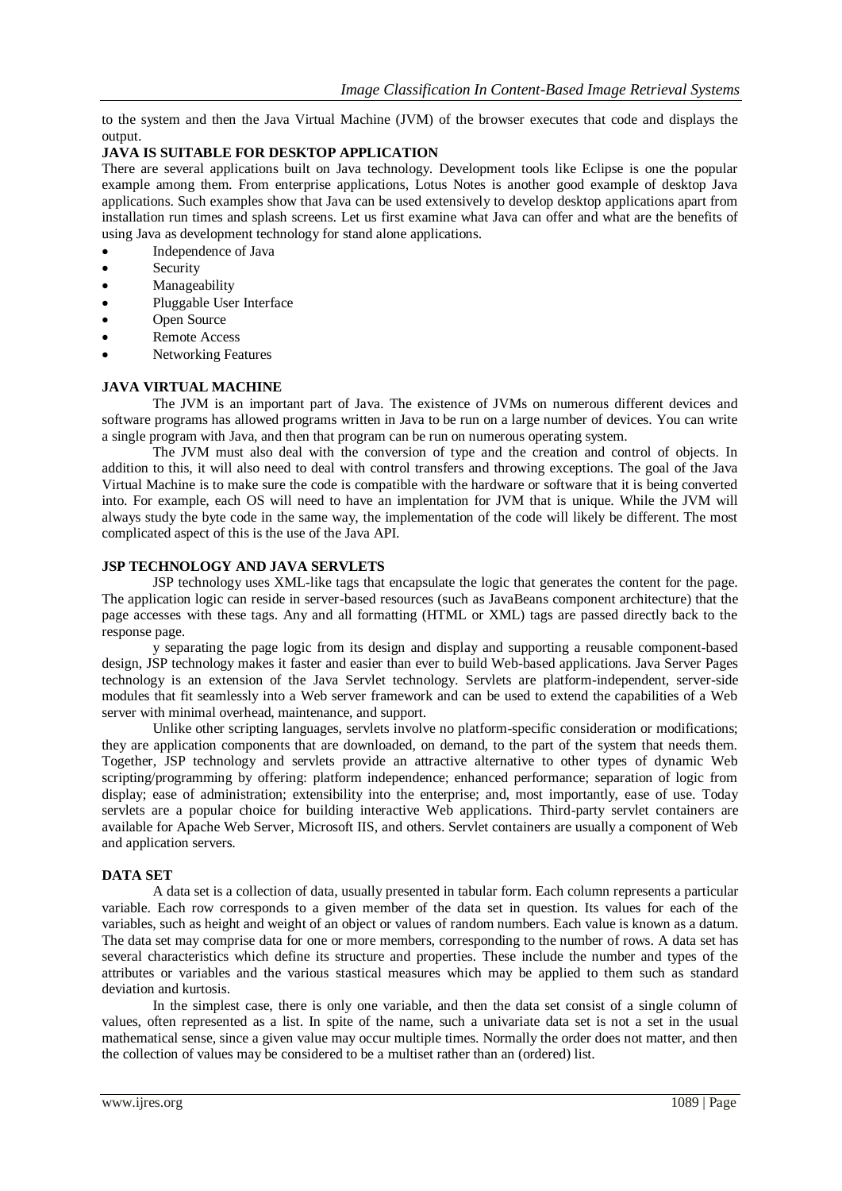to the system and then the Java Virtual Machine (JVM) of the browser executes that code and displays the output.

**JAVA IS SUITABLE FOR DESKTOP APPLICATION**

There are several applications built on Java technology. Development tools like Eclipse is one the popular example among them. From enterprise applications, Lotus Notes is another good example of desktop Java applications. Such examples show that Java can be used extensively to develop desktop applications apart from installation run times and splash screens. Let us first examine what Java can offer and what are the benefits of using Java as development technology for stand alone applications.

- Independence of Java
- Security
- Manageability
- Pluggable User Interface
- Open Source
- Remote Access
- Networking Features

**JAVA VIRTUAL MACHINE**

The JVM is an important part of Java. The existence of JVMs on numerous different devices and software programs has allowed programs written in Java to be run on a large number of devices. You can write a single program with Java, and then that program can be run on numerous operating system.

The JVM must also deal with the conversion of type and the creation and control of objects. In addition to this, it will also need to deal with control transfers and throwing exceptions. The goal of the Java Virtual Machine is to make sure the code is compatible with the hardware or software that it is being converted into. For example, each OS will need to have an implentation for JVM that is unique. While the JVM will always study the byte code in the same way, the implementation of the code will likely be different. The most complicated aspect of this is the use of the Java API.

**JSP TECHNOLOGY AND JAVA SERVLETS**

JSP technology uses XML-like tags that encapsulate the logic that generates the content for the page. The application logic can reside in server-based resources (such as JavaBeans component architecture) that the page accesses with these tags. Any and all formatting (HTML or XML) tags are passed directly back to the response page.

y separating the page logic from its design and display and supporting a reusable component-based design, JSP technology makes it faster and easier than ever to build Web-based applications. Java Server Pages technology is an extension of the Java Servlet technology. Servlets are platform-independent, server-side modules that fit seamlessly into a Web server framework and can be used to extend the capabilities of a Web server with minimal overhead, maintenance, and support.

Unlike other scripting languages, servlets involve no platform-specific consideration or modifications; they are application components that are downloaded, on demand, to the part of the system that needs them. Together, JSP technology and servlets provide an attractive alternative to other types of dynamic Web scripting/programming by offering: platform independence; enhanced performance; separation of logic from display; ease of administration; extensibility into the enterprise; and, most importantly, ease of use. Today servlets are a popular choice for building interactive Web applications. Third-party servlet containers are available for Apache Web Server, Microsoft IIS, and others. Servlet containers are usually a component of Web and application servers.

**DATA SET**

A data set is a collection of data, usually presented in tabular form. Each column represents a particular variable. Each row corresponds to a given member of the data set in question. Its values for each of the variables, such as height and weight of an object or values of random numbers. Each value is known as a datum. The data set may comprise data for one or more members, corresponding to the number of rows. A data set has several characteristics which define its structure and properties. These include the number and types of the attributes or variables and the various stastical measures which may be applied to them such as standard deviation and kurtosis.

In the simplest case, there is only one variable, and then the data set consist of a single column of values, often represented as a list. In spite of the name, such a univariate data set is not a set in the usual mathematical sense, since a given value may occur multiple times. Normally the order does not matter, and then the collection of values may be considered to be a multiset rather than an (ordered) list.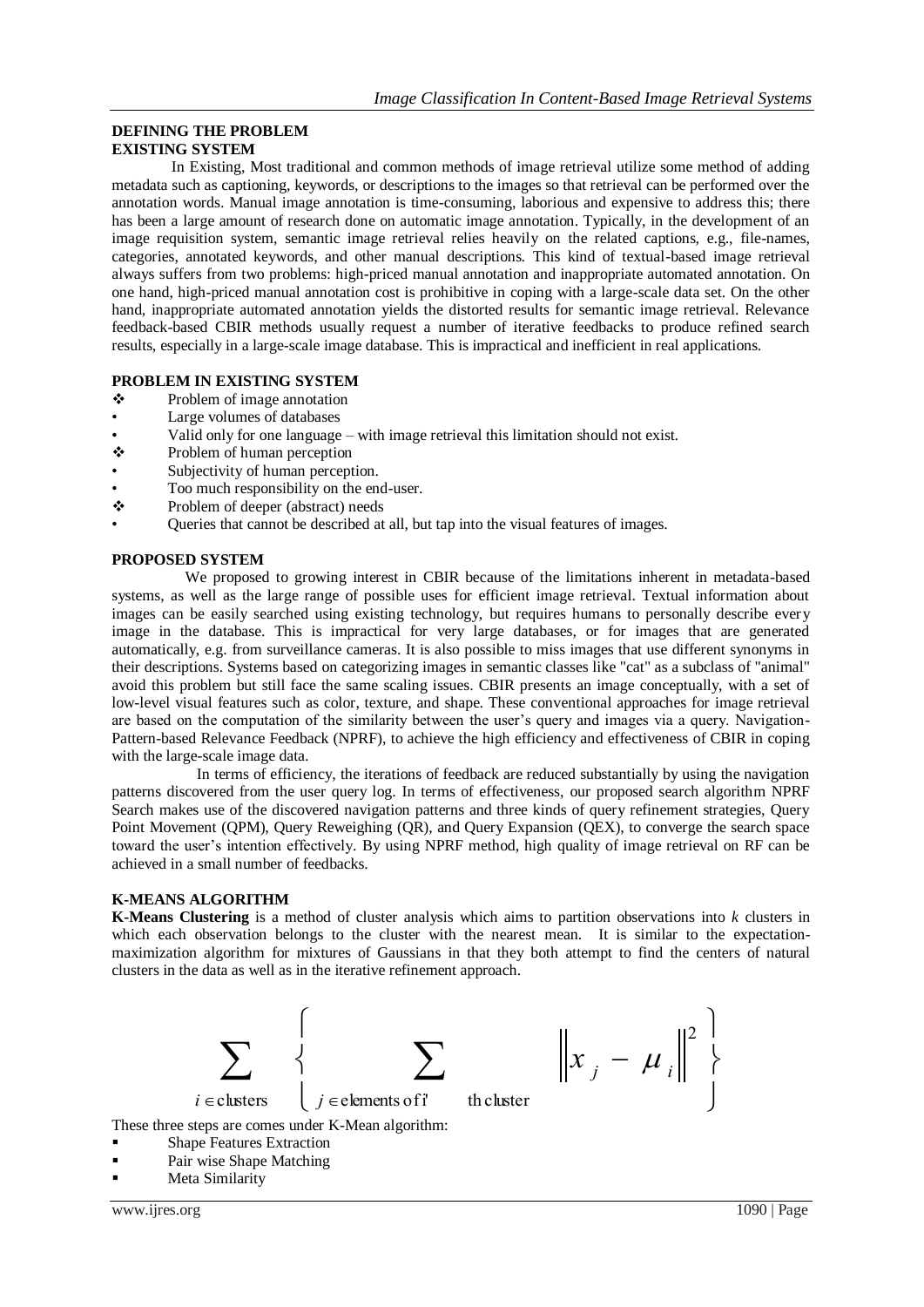## DEFINING THE PROBLEM

### EXISTING SYSTEM

In Existing, Most traditional and common methods of image retrieval utilize some method of adding metadata such as captioning, keywords, or descriptions to the images so that retrieval can be performed over the annotation words. Manual image annotation is time-consuming, laborious and expensive to address this; there has been a large amount of research done on automatic image annotation. Typically, in the development of an image requisition system, semantic image retrieval relies heavily on the related captions, e.g., file-names, categories, annotated keywords, and other manual descriptions. This kind of textual-based image retrieval always suffers from two problems: high-priced manual annotation and inappropriate automated annotation. On one hand, high-priced manual annotation cost is prohibitive in coping with a large-scale data set. On the other hand, inappropriate automated annotation yields the distorted results for semantic image retrieval. Relevance feedback-based CBIR methods usually request a number of iterative feedbacks to produce refined search results, especially in a large-scale image database. This is impractical and inefficient in real applications.

### PROBLEM IN EXISTING SYSTEM

- ❖ Problem of image annotation
- • Large volumes of databases
- • Valid only for one language – with image retrieval this limitation should not exist.
- ❖ Problem of human perception
- • Subjectivity of human perception.
- • Too much responsibility on the end-user.
- ❖ Problem of deeper (abstract) needs
- • Queries that cannot be described at all, but tap into the visual features of images.

### PROPOSED SYSTEM

We proposed to growing interest in CBIR because of the limitations inherent in metadata-based systems, as well as the large range of possible uses for efficient image retrieval. Textual information about images can be easily searched using existing technology, but requires humans to personally describe every image in the database. This is impractical for very large databases, or for images that are generated automatically, e.g. from surveillance cameras. It is also possible to miss images that use different synonyms in their descriptions. Systems based on categorizing images in semantic classes like "cat" as a subclass of "animal" avoid this problem but still face the same scaling issues. CBIR presents an image conceptually, with a set of low-level visual features such as color, texture, and shape. These conventional approaches for image retrieval are based on the computation of the similarity between the user's query and images via a query. Navigation-Pattern-based Relevance Feedback (NPRF), to achieve the high efficiency and effectiveness of CBIR in coping with the large-scale image data.

In terms of efficiency, the iterations of feedback are reduced substantially by using the navigation patterns discovered from the user query log. In terms of effectiveness, our proposed search algorithm NPRF Search makes use of the discovered navigation patterns and three kinds of query refinement strategies, Query Point Movement (QPM), Query Reweighing (QR), and Query Expansion (QEX), to converge the search space toward the user's intention effectively. By using NPRF method, high quality of image retrieval on RF can be achieved in a small number of feedbacks.

### K-MEANS ALGORITHM

**K-Means Clustering** is a method of cluster analysis which aims to partition observations into *k* clusters in which each observation belongs to the cluster with the nearest mean. It is similar to the expectation-maximization algorithm for mixtures of Gaussians in that they both attempt to find the centers of natural clusters in the data as well as in the iterative refinement approach.

$$\sum_{i \in \text{clusters}} \left\{ \sum_{j \in \text{elements of i' th cluster}} \left\| x_j - \mu_i \right\|^2 \right\}$$

These three steps are comes under K-Mean algorithm:

- Shape Features Extraction
- Pair wise Shape Matching
- Meta Similarity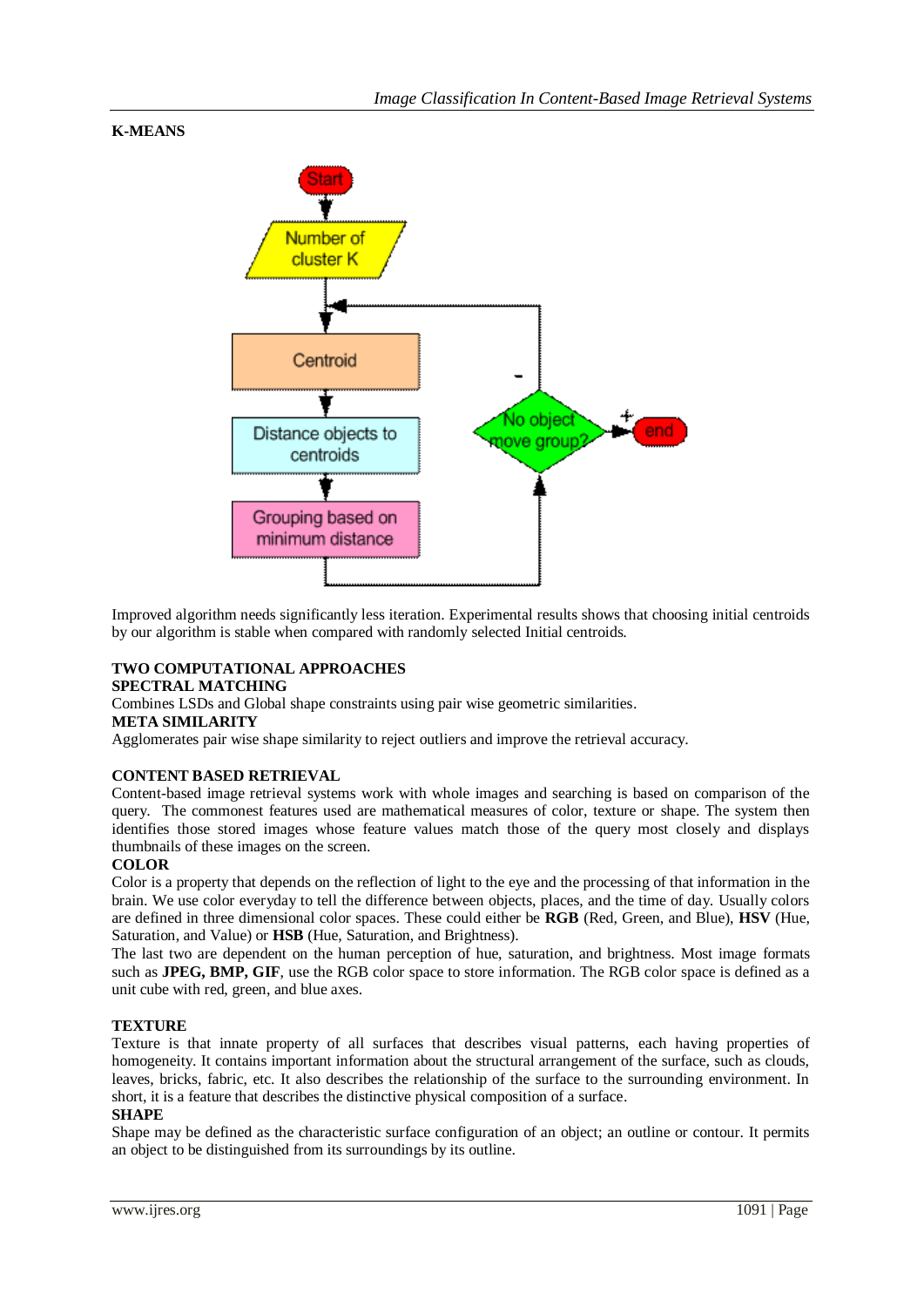**K-MEANS**

Improved algorithm needs significantly less iteration. Experimental results shows that choosing initial centroids by our algorithm is stable when compared with randomly selected Initial centroids.

**TWO COMPUTATIONAL APPROACHES**

**SPECTRAL MATCHING**

Combines LSDs and Global shape constraints using pair wise geometric similarities.

**META SIMILARITY**

Agglomerates pair wise shape similarity to reject outliers and improve the retrieval accuracy.

**CONTENT BASED RETRIEVAL**

Content-based image retrieval systems work with whole images and searching is based on comparison of the query. The commonest features used are mathematical measures of color, texture or shape. The system then identifies those stored images whose feature values match those of the query most closely and displays thumbnails of these images on the screen.

**COLOR**

Color is a property that depends on the reflection of light to the eye and the processing of that information in the brain. We use color everyday to tell the difference between objects, places, and the time of day. Usually colors are defined in three dimensional color spaces. These could either be **RGB** (Red, Green, and Blue), **HSV** (Hue, Saturation, and Value) or **HSB** (Hue, Saturation, and Brightness).

The last two are dependent on the human perception of hue, saturation, and brightness. Most image formats such as **JPEG, BMP, GIF**, use the RGB color space to store information. The RGB color space is defined as a unit cube with red, green, and blue axes.

**TEXTURE**

Texture is that innate property of all surfaces that describes visual patterns, each having properties of homogeneity. It contains important information about the structural arrangement of the surface, such as clouds, leaves, bricks, fabric, etc. It also describes the relationship of the surface to the surrounding environment. In short, it is a feature that describes the distinctive physical composition of a surface.

**SHAPE**

Shape may be defined as the characteristic surface configuration of an object; an outline or contour. It permits an object to be distinguished from its surroundings by its outline.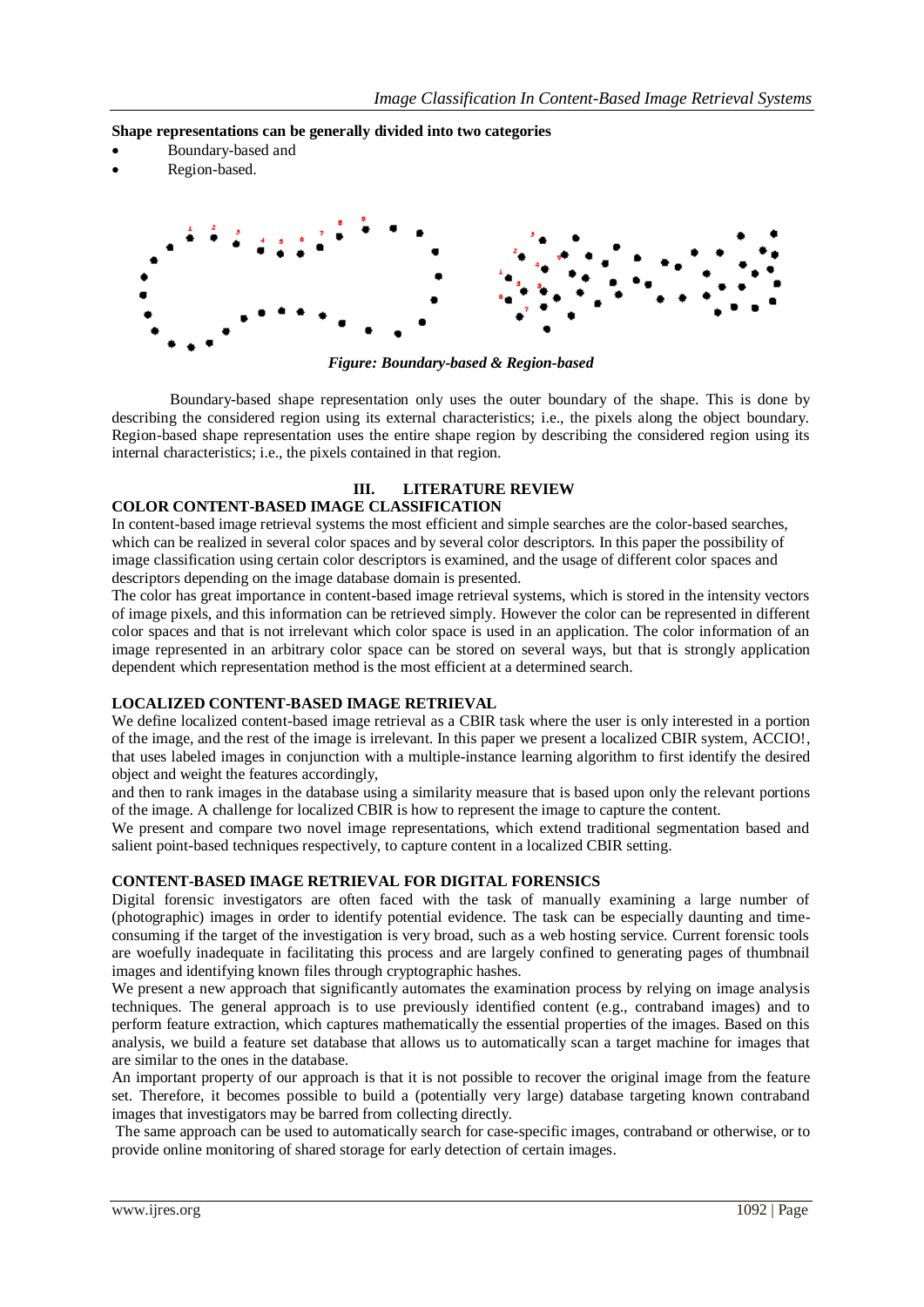**Shape representations can be generally divided into two categories**

- Boundary-based and
- Region-based.

*Figure: Boundary-based & Region-based*

Boundary-based shape representation only uses the outer boundary of the shape. This is done by describing the considered region using its external characteristics; i.e., the pixels along the object boundary. Region-based shape representation uses the entire shape region by describing the considered region using its internal characteristics; i.e., the pixels contained in that region.

## III. LITERATURE REVIEW

### COLOR CONTENT-BASED IMAGE CLASSIFICATION

In content-based image retrieval systems the most efficient and simple searches are the color-based searches, which can be realized in several color spaces and by several color descriptors. In this paper the possibility of image classification using certain color descriptors is examined, and the usage of different color spaces and descriptors depending on the image database domain is presented.

The color has great importance in content-based image retrieval systems, which is stored in the intensity vectors of image pixels, and this information can be retrieved simply. However the color can be represented in different color spaces and that is not irrelevant which color space is used in an application. The color information of an image represented in an arbitrary color space can be stored on several ways, but that is strongly application dependent which representation method is the most efficient at a determined search.

### LOCALIZED CONTENT-BASED IMAGE RETRIEVAL

We define localized content-based image retrieval as a CBIR task where the user is only interested in a portion of the image, and the rest of the image is irrelevant. In this paper we present a localized CBIR system, ACCIO!, that uses labeled images in conjunction with a multiple-instance learning algorithm to first identify the desired object and weight the features accordingly,

and then to rank images in the database using a similarity measure that is based upon only the relevant portions of the image. A challenge for localized CBIR is how to represent the image to capture the content.

We present and compare two novel image representations, which extend traditional segmentation based and salient point-based techniques respectively, to capture content in a localized CBIR setting.

### CONTENT-BASED IMAGE RETRIEVAL FOR DIGITAL FORENSICS

Digital forensic investigators are often faced with the task of manually examining a large number of (photographic) images in order to identify potential evidence. The task can be especially daunting and time-consuming if the target of the investigation is very broad, such as a web hosting service. Current forensic tools are woefully inadequate in facilitating this process and are largely confined to generating pages of thumbnail images and identifying known files through cryptographic hashes.

We present a new approach that significantly automates the examination process by relying on image analysis techniques. The general approach is to use previously identified content (e.g., contraband images) and to perform feature extraction, which captures mathematically the essential properties of the images. Based on this analysis, we build a feature set database that allows us to automatically scan a target machine for images that are similar to the ones in the database.

An important property of our approach is that it is not possible to recover the original image from the feature set. Therefore, it becomes possible to build a (potentially very large) database targeting known contraband images that investigators may be barred from collecting directly.

The same approach can be used to automatically search for case-specific images, contraband or otherwise, or to provide online monitoring of shared storage for early detection of certain images.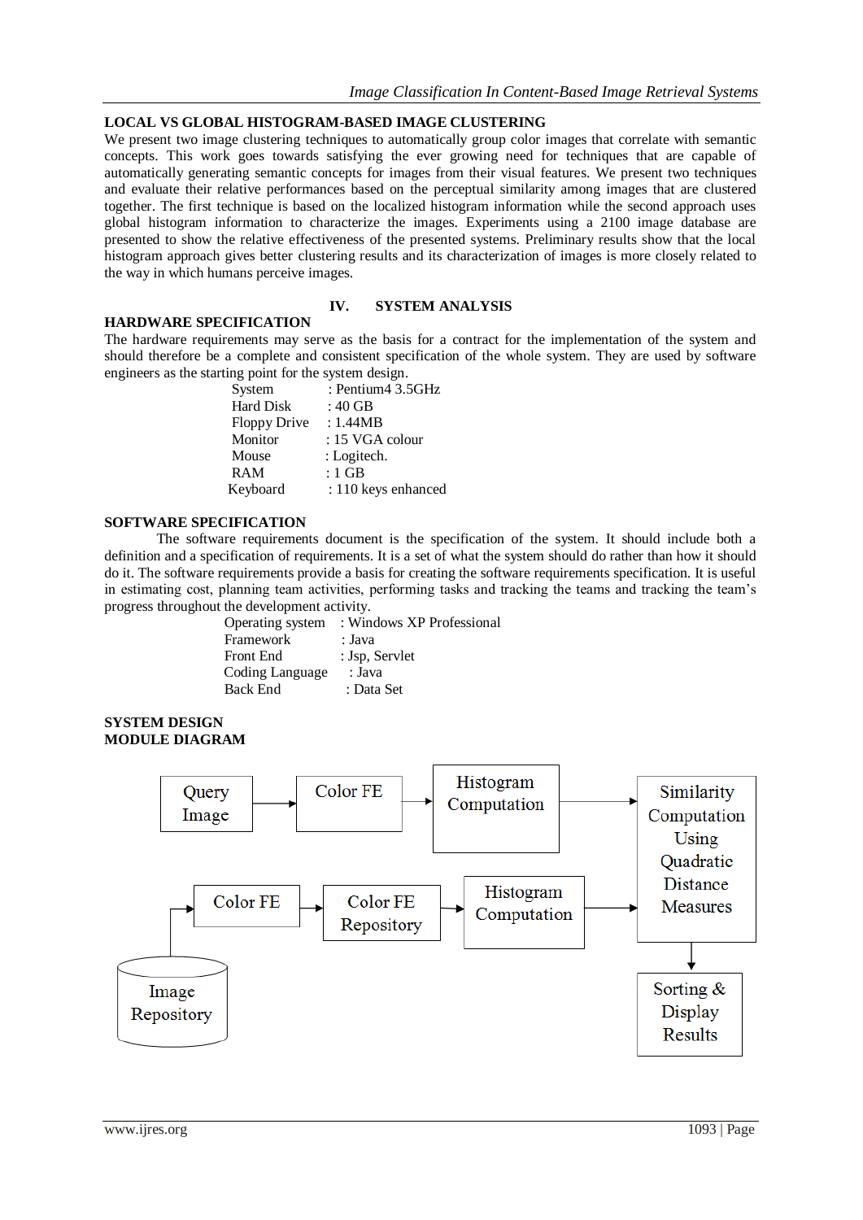## LOCAL VS GLOBAL HISTOGRAM-BASED IMAGE CLUSTERING

We present two image clustering techniques to automatically group color images that correlate with semantic concepts. This work goes towards satisfying the ever growing need for techniques that are capable of automatically generating semantic concepts for images from their visual features. We present two techniques and evaluate their relative performances based on the perceptual similarity among images that are clustered together. The first technique is based on the localized histogram information while the second approach uses global histogram information to characterize the images. Experiments using a 2100 image database are presented to show the relative effectiveness of the presented systems. Preliminary results show that the local histogram approach gives better clustering results and its characterization of images is more closely related to the way in which humans perceive images.

# IV. SYSTEM ANALYSIS

## HARDWARE SPECIFICATION

The hardware requirements may serve as the basis for a contract for the implementation of the system and should therefore be a complete and consistent specification of the whole system. They are used by software engineers as the starting point for the system design.

| | |
|---|---|
| System | : Pentium4 3.5GHz |
| Hard Disk | : 40 GB |
| Floppy Drive | : 1.44MB |
| Monitor | : 15 VGA colour |
| Mouse | : Logitech. |
| RAM | : 1 GB |
| Keyboard | : 110 keys enhanced |

## SOFTWARE SPECIFICATION

The software requirements document is the specification of the system. It should include both a definition and a specification of requirements. It is a set of what the system should do rather than how it should do it. The software requirements provide a basis for creating the software requirements specification. It is useful in estimating cost, planning team activities, performing tasks and tracking the teams and tracking the team's progress throughout the development activity.

| | |
|---|---|
| Operating system | : Windows XP Professional |
| Framework | : Java |
| Front End | : Jsp, Servlet |
| Coding Language | : Java |
| Back End | : Data Set |

## SYSTEM DESIGN

## MODULE DIAGRAM

Query Image → Color FE → Histogram Computation → Similarity Computation Using Quadratic Distance Measures

Image Repository → Color FE → Color FE Repository → Histogram Computation → Similarity Computation Using Quadratic Distance Measures

Similarity Computation Using Quadratic Distance Measures → Sorting & Display Results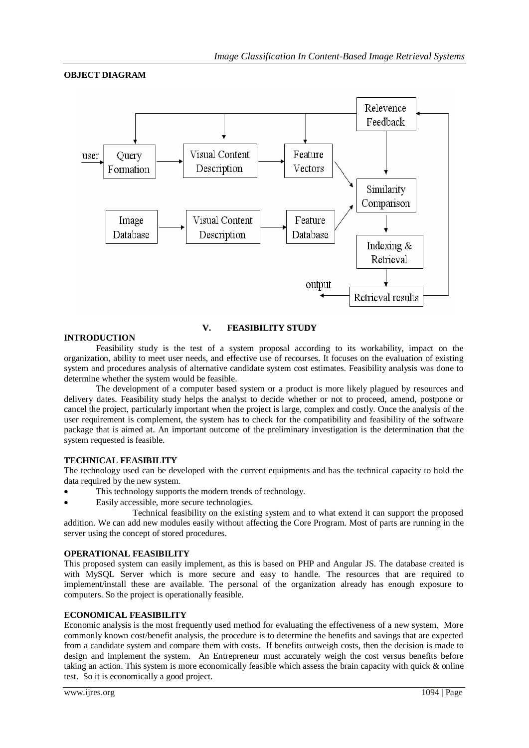**OBJECT DIAGRAM**

## V. FEASIBILITY STUDY

**INTRODUCTION**

Feasibility study is the test of a system proposal according to its workability, impact on the organization, ability to meet user needs, and effective use of recourses. It focuses on the evaluation of existing system and procedures analysis of alternative candidate system cost estimates. Feasibility analysis was done to determine whether the system would be feasible.

The development of a computer based system or a product is more likely plagued by resources and delivery dates. Feasibility study helps the analyst to decide whether or not to proceed, amend, postpone or cancel the project, particularly important when the project is large, complex and costly. Once the analysis of the user requirement is complement, the system has to check for the compatibility and feasibility of the software package that is aimed at. An important outcome of the preliminary investigation is the determination that the system requested is feasible.

**TECHNICAL FEASIBILITY**

The technology used can be developed with the current equipments and has the technical capacity to hold the data required by the new system.

- This technology supports the modern trends of technology.
- Easily accessible, more secure technologies.

Technical feasibility on the existing system and to what extend it can support the proposed addition. We can add new modules easily without affecting the Core Program. Most of parts are running in the server using the concept of stored procedures.

**OPERATIONAL FEASIBILITY**

This proposed system can easily implement, as this is based on PHP and Angular JS. The database created is with MySQL Server which is more secure and easy to handle. The resources that are required to implement/install these are available. The personal of the organization already has enough exposure to computers. So the project is operationally feasible.

**ECONOMICAL FEASIBILITY**

Economic analysis is the most frequently used method for evaluating the effectiveness of a new system. More commonly known cost/benefit analysis, the procedure is to determine the benefits and savings that are expected from a candidate system and compare them with costs. If benefits outweigh costs, then the decision is made to design and implement the system. An Entrepreneur must accurately weigh the cost versus benefits before taking an action. This system is more economically feasible which assess the brain capacity with quick & online test. So it is economically a good project.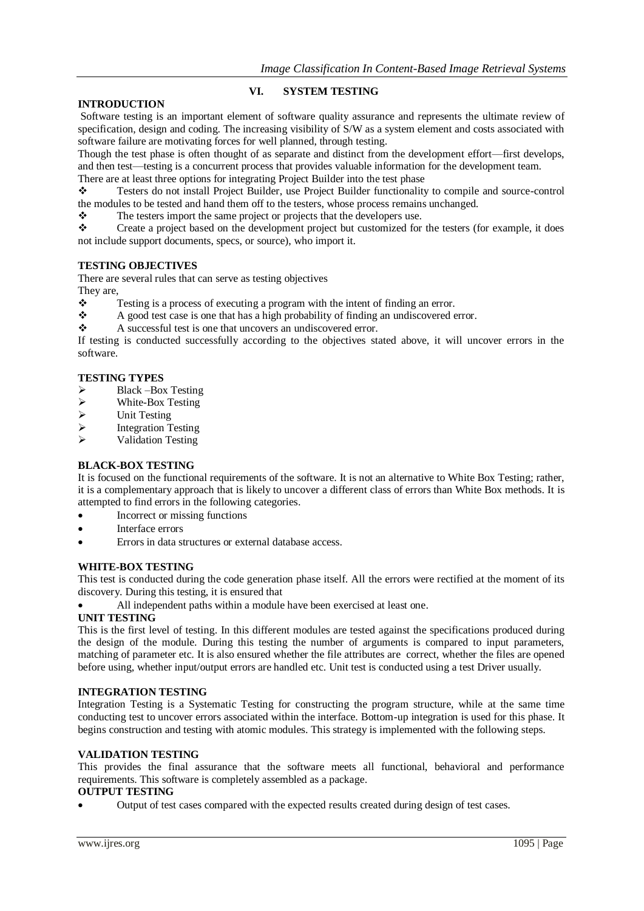## VI. SYSTEM TESTING

### INTRODUCTION

Software testing is an important element of software quality assurance and represents the ultimate review of specification, design and coding. The increasing visibility of S/W as a system element and costs associated with software failure are motivating forces for well planned, through testing.

Though the test phase is often thought of as separate and distinct from the development effort—first develops, and then test—testing is a concurrent process that provides valuable information for the development team.

There are at least three options for integrating Project Builder into the test phase

- Testers do not install Project Builder, use Project Builder functionality to compile and source-control the modules to be tested and hand them off to the testers, whose process remains unchanged.
- The testers import the same project or projects that the developers use.
- Create a project based on the development project but customized for the testers (for example, it does not include support documents, specs, or source), who import it.

### TESTING OBJECTIVES

There are several rules that can serve as testing objectives

They are,

- Testing is a process of executing a program with the intent of finding an error.
- A good test case is one that has a high probability of finding an undiscovered error.
- A successful test is one that uncovers an undiscovered error.

If testing is conducted successfully according to the objectives stated above, it will uncover errors in the software.

### TESTING TYPES

- Black –Box Testing
- White-Box Testing
- Unit Testing
- Integration Testing
- Validation Testing

### BLACK-BOX TESTING

It is focused on the functional requirements of the software. It is not an alternative to White Box Testing; rather, it is a complementary approach that is likely to uncover a different class of errors than White Box methods. It is attempted to find errors in the following categories.

- Incorrect or missing functions
- Interface errors
- Errors in data structures or external database access.

### WHITE-BOX TESTING

This test is conducted during the code generation phase itself. All the errors were rectified at the moment of its discovery. During this testing, it is ensured that

- All independent paths within a module have been exercised at least one.

### UNIT TESTING

This is the first level of testing. In this different modules are tested against the specifications produced during the design of the module. During this testing the number of arguments is compared to input parameters, matching of parameter etc. It is also ensured whether the file attributes are correct, whether the files are opened before using, whether input/output errors are handled etc. Unit test is conducted using a test Driver usually.

### INTEGRATION TESTING

Integration Testing is a Systematic Testing for constructing the program structure, while at the same time conducting test to uncover errors associated within the interface. Bottom-up integration is used for this phase. It begins construction and testing with atomic modules. This strategy is implemented with the following steps.

### VALIDATION TESTING

This provides the final assurance that the software meets all functional, behavioral and performance requirements. This software is completely assembled as a package.

### OUTPUT TESTING

- Output of test cases compared with the expected results created during design of test cases.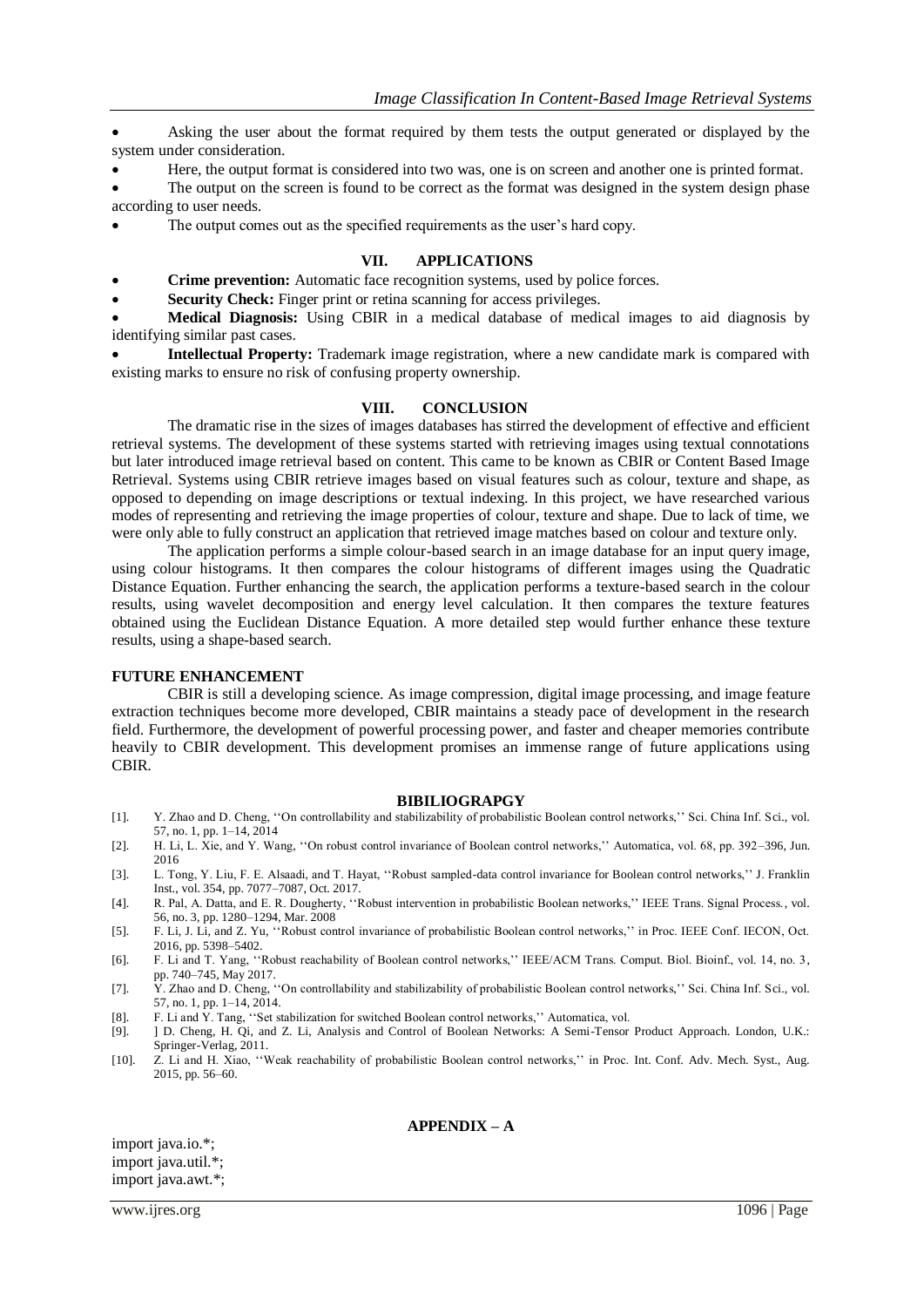- Asking the user about the format required by them tests the output generated or displayed by the system under consideration.
- Here, the output format is considered into two was, one is on screen and another one is printed format.
- The output on the screen is found to be correct as the format was designed in the system design phase according to user needs.
- The output comes out as the specified requirements as the user's hard copy.

## VII. APPLICATIONS

- **Crime prevention:** Automatic face recognition systems, used by police forces.
- **Security Check:** Finger print or retina scanning for access privileges.
- **Medical Diagnosis:** Using CBIR in a medical database of medical images to aid diagnosis by identifying similar past cases.
- **Intellectual Property:** Trademark image registration, where a new candidate mark is compared with existing marks to ensure no risk of confusing property ownership.

## VIII. CONCLUSION

The dramatic rise in the sizes of images databases has stirred the development of effective and efficient retrieval systems. The development of these systems started with retrieving images using textual connotations but later introduced image retrieval based on content. This came to be known as CBIR or Content Based Image Retrieval. Systems using CBIR retrieve images based on visual features such as colour, texture and shape, as opposed to depending on image descriptions or textual indexing. In this project, we have researched various modes of representing and retrieving the image properties of colour, texture and shape. Due to lack of time, we were only able to fully construct an application that retrieved image matches based on colour and texture only.

The application performs a simple colour-based search in an image database for an input query image, using colour histograms. It then compares the colour histograms of different images using the Quadratic Distance Equation. Further enhancing the search, the application performs a texture-based search in the colour results, using wavelet decomposition and energy level calculation. It then compares the texture features obtained using the Euclidean Distance Equation. A more detailed step would further enhance these texture results, using a shape-based search.

## FUTURE ENHANCEMENT

CBIR is still a developing science. As image compression, digital image processing, and image feature extraction techniques become more developed, CBIR maintains a steady pace of development in the research field. Furthermore, the development of powerful processing power, and faster and cheaper memories contribute heavily to CBIR development. This development promises an immense range of future applications using CBIR.

## BIBILIOGRAPGY

[1]. Y. Zhao and D. Cheng, ''On controllability and stabilizability of probabilistic Boolean control networks,'' Sci. China Inf. Sci., vol. 57, no. 1, pp. 1–14, 2014

[2]. H. Li, L. Xie, and Y. Wang, ''On robust control invariance of Boolean control networks,'' Automatica, vol. 68, pp. 392–396, Jun. 2016

[3]. L. Tong, Y. Liu, F. E. Alsaadi, and T. Hayat, ''Robust sampled-data control invariance for Boolean control networks,'' J. Franklin Inst., vol. 354, pp. 7077–7087, Oct. 2017.

[4]. R. Pal, A. Datta, and E. R. Dougherty, ''Robust intervention in probabilistic Boolean networks,'' IEEE Trans. Signal Process., vol. 56, no. 3, pp. 1280–1294, Mar. 2008

[5]. F. Li, J. Li, and Z. Yu, ''Robust control invariance of probabilistic Boolean control networks,'' in Proc. IEEE Conf. IECON, Oct. 2016, pp. 5398–5402.

[6]. F. Li and T. Yang, ''Robust reachability of Boolean control networks,'' IEEE/ACM Trans. Comput. Biol. Bioinf., vol. 14, no. 3, pp. 740–745, May 2017.

[7]. Y. Zhao and D. Cheng, ''On controllability and stabilizability of probabilistic Boolean control networks,'' Sci. China Inf. Sci., vol. 57, no. 1, pp. 1–14, 2014.

[8]. F. Li and Y. Tang, ''Set stabilization for switched Boolean control networks,'' Automatica, vol.

[9]. ] D. Cheng, H. Qi, and Z. Li, Analysis and Control of Boolean Networks: A Semi-Tensor Product Approach. London, U.K.: Springer-Verlag, 2011.

[10]. Z. Li and H. Xiao, ''Weak reachability of probabilistic Boolean control networks,'' in Proc. Int. Conf. Adv. Mech. Syst., Aug. 2015, pp. 56–60.

## APPENDIX – A

```
import java.io.*;
import java.util.*;
import java.awt.*;
```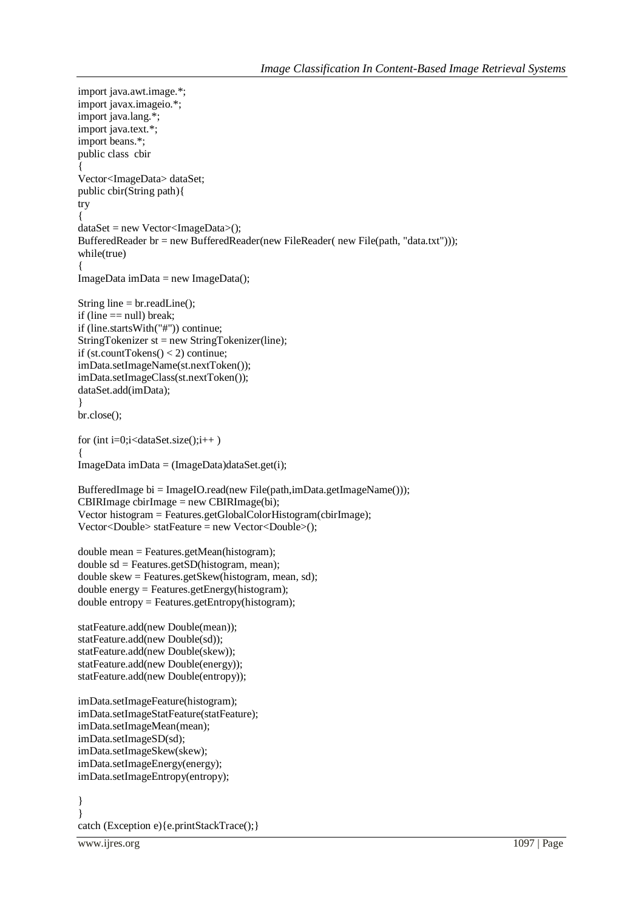```
import java.awt.image.*;
import javax.imageio.*;
import java.lang.*;
import java.text.*;
import beans.*;
public class  cbir
{
Vector<ImageData> dataSet;
public cbir(String path){
try
{
dataSet = new Vector<ImageData>();
BufferedReader br = new BufferedReader(new FileReader( new File(path, "data.txt")));
while(true)
{
ImageData imData = new ImageData();

String line = br.readLine();
if (line == null) break;
if (line.startsWith("#")) continue;
StringTokenizer st = new StringTokenizer(line);
if (st.countTokens() < 2) continue;
imData.setImageName(st.nextToken());
imData.setImageClass(st.nextToken());
dataSet.add(imData);
}
br.close();

for (int i=0;i<dataSet.size();i++ )
{
ImageData imData = (ImageData)dataSet.get(i);

BufferedImage bi = ImageIO.read(new File(path,imData.getImageName()));
CBIRImage cbirImage = new CBIRImage(bi);
Vector histogram = Features.getGlobalColorHistogram(cbirImage);
Vector<Double> statFeature = new Vector<Double>();

double mean = Features.getMean(histogram);
double sd = Features.getSD(histogram, mean);
double skew = Features.getSkew(histogram, mean, sd);
double energy = Features.getEnergy(histogram);
double entropy = Features.getEntropy(histogram);

statFeature.add(new Double(mean));
statFeature.add(new Double(sd));
statFeature.add(new Double(skew));
statFeature.add(new Double(energy));
statFeature.add(new Double(entropy));

imData.setImageFeature(histogram);
imData.setImageStatFeature(statFeature);
imData.setImageMean(mean);
imData.setImageSD(sd);
imData.setImageSkew(skew);
imData.setImageEnergy(energy);
imData.setImageEntropy(entropy);

}
}
catch (Exception e){e.printStackTrace();}
```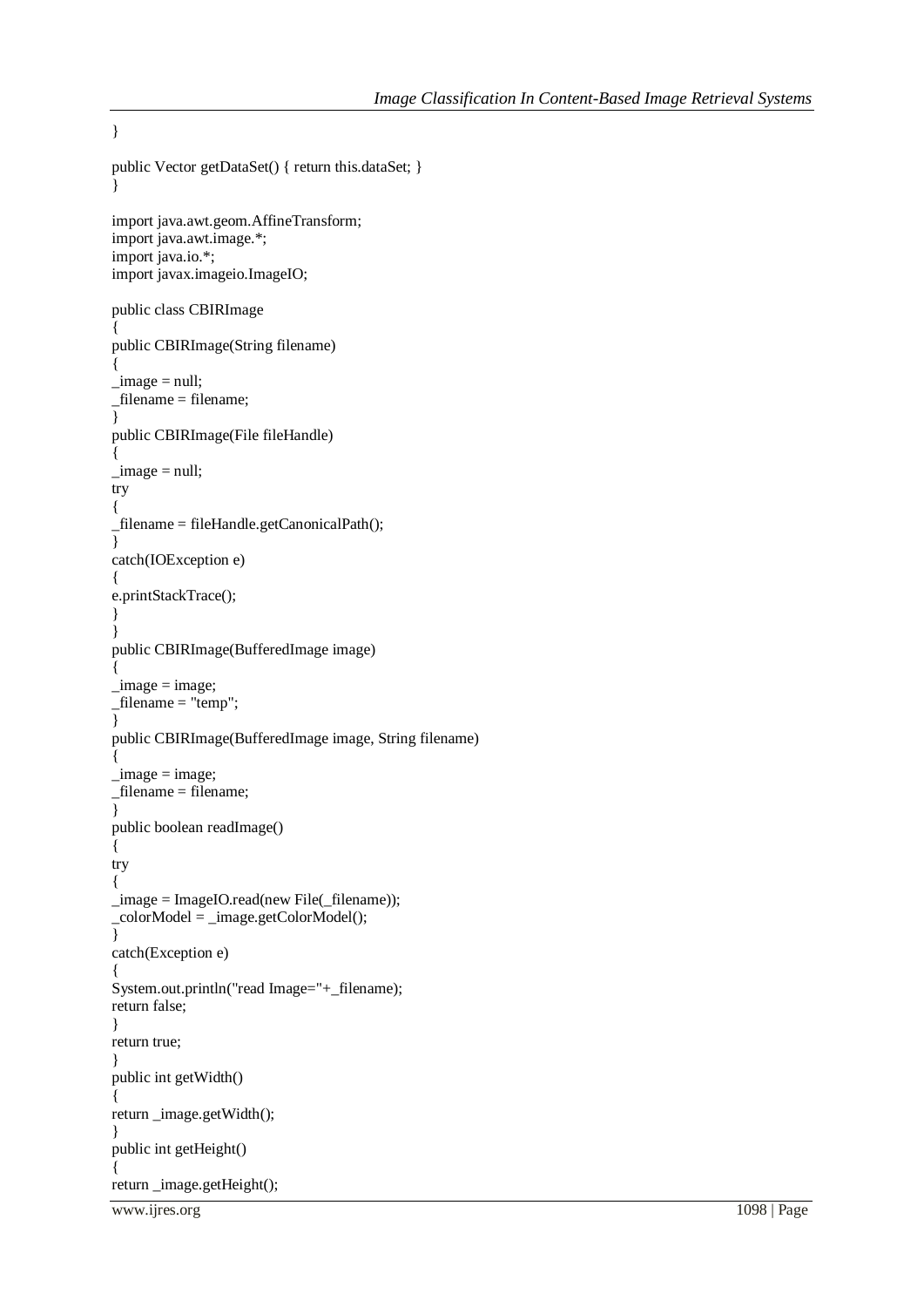```
}

public Vector getDataSet() { return this.dataSet; }
}

import java.awt.geom.AffineTransform;
import java.awt.image.*;
import java.io.*;
import javax.imageio.ImageIO;

public class CBIRImage
{
public CBIRImage(String filename)
{
_image = null;
_filename = filename;
}
public CBIRImage(File fileHandle)
{
_image = null;
try
{
_filename = fileHandle.getCanonicalPath();
}
catch(IOException e)
{
e.printStackTrace();
}
}
public CBIRImage(BufferedImage image)
{
_image = image;
_filename = "temp";
}
public CBIRImage(BufferedImage image, String filename)
{
_image = image;
_filename = filename;
}
public boolean readImage()
{
try
{
_image = ImageIO.read(new File(_filename));
_colorModel = _image.getColorModel();
}
catch(Exception e)
{
System.out.println("read Image="+_filename);
return false;
}
return true;
}
public int getWidth()
{
return _image.getWidth();
}
public int getHeight()
{
return _image.getHeight();
```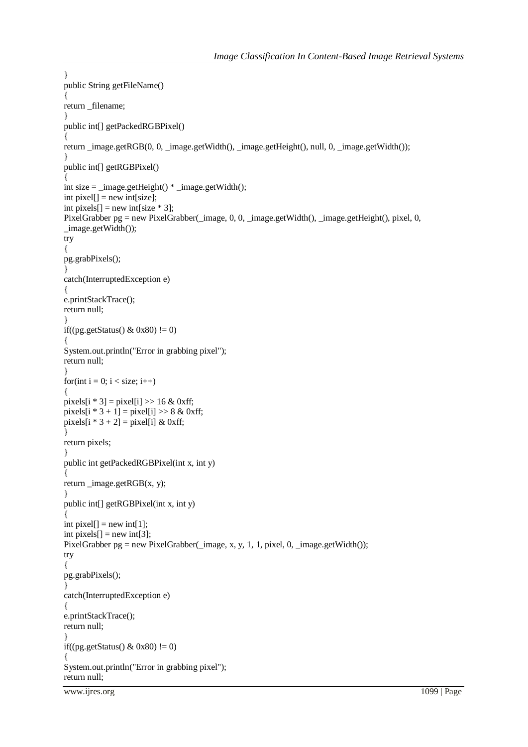```
}
public String getFileName()
{
return _filename;
}
public int[] getPackedRGBPixel()
{
return _image.getRGB(0, 0, _image.getWidth(), _image.getHeight(), null, 0, _image.getWidth());
}
public int[] getRGBPixel()
{
int size = _image.getHeight() * _image.getWidth();
int pixel[] = new int[size];
int pixels[] = new int[size * 3];
PixelGrabber pg = new PixelGrabber(_image, 0, 0, _image.getWidth(), _image.getHeight(), pixel, 0,
_image.getWidth());
try
{
pg.grabPixels();
}
catch(InterruptedException e)
{
e.printStackTrace();
return null;
}
if((pg.getStatus() & 0x80) != 0)
{
System.out.println("Error in grabbing pixel");
return null;
}
for(int i = 0; i < size; i++)
{
pixels[i * 3] = pixel[i] >> 16 & 0xff;
pixels[i * 3 + 1] = pixel[i] >> 8 & 0xff;
pixels[i * 3 + 2] = pixel[i] & 0xff;
}
return pixels;
}
public int getPackedRGBPixel(int x, int y)
{
return _image.getRGB(x, y);
}
public int[] getRGBPixel(int x, int y)
{
int pixel[] = new int[1];
int pixels[] = new int[3];
PixelGrabber pg = new PixelGrabber(_image, x, y, 1, 1, pixel, 0, _image.getWidth());
try
{
pg.grabPixels();
}
catch(InterruptedException e)
{
e.printStackTrace();
return null;
}
if((pg.getStatus() & 0x80) != 0)
{
System.out.println("Error in grabbing pixel");
return null;
```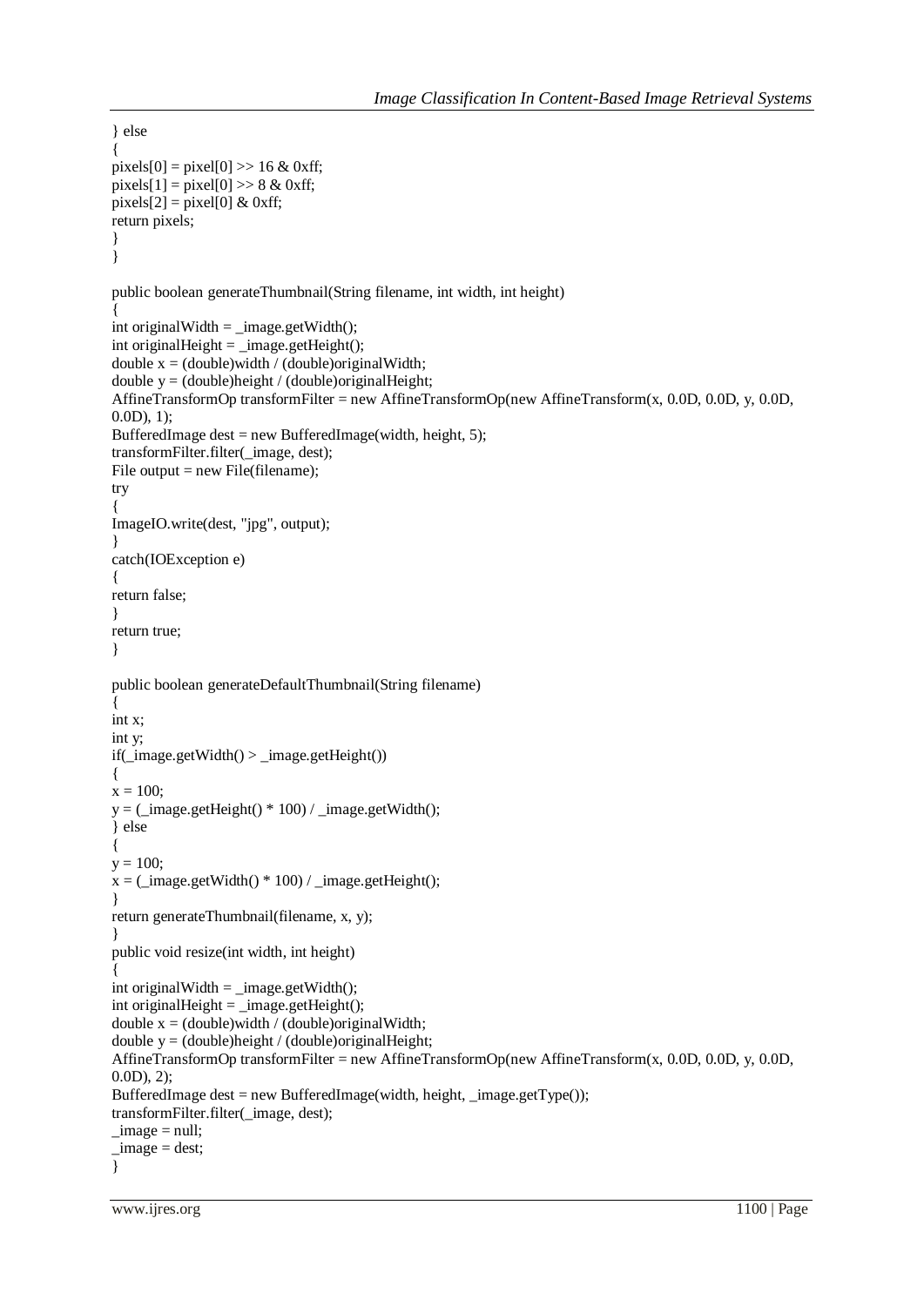```
} else
{
pixels[0] = pixel[0] >> 16 & 0xff;
pixels[1] = pixel[0] >> 8 & 0xff;
pixels[2] = pixel[0] & 0xff;
return pixels;
}
}

public boolean generateThumbnail(String filename, int width, int height)
{
int originalWidth = _image.getWidth();
int originalHeight = _image.getHeight();
double x = (double)width / (double)originalWidth;
double y = (double)height / (double)originalHeight;
AffineTransformOp transformFilter = new AffineTransformOp(new AffineTransform(x, 0.0D, 0.0D, y, 0.0D,
0.0D), 1);
BufferedImage dest = new BufferedImage(width, height, 5);
transformFilter.filter(_image, dest);
File output = new File(filename);
try
{
ImageIO.write(dest, "jpg", output);
}
catch(IOException e)
{
return false;
}
return true;
}

public boolean generateDefaultThumbnail(String filename)
{
int x;
int y;
if(_image.getWidth() > _image.getHeight())
{
x = 100;
y = (_image.getHeight() * 100) / _image.getWidth();
} else
{
y = 100;
x = (_image.getWidth() * 100) / _image.getHeight();
}
return generateThumbnail(filename, x, y);
}
public void resize(int width, int height)
{
int originalWidth = _image.getWidth();
int originalHeight = _image.getHeight();
double x = (double)width / (double)originalWidth;
double y = (double)height / (double)originalHeight;
AffineTransformOp transformFilter = new AffineTransformOp(new AffineTransform(x, 0.0D, 0.0D, y, 0.0D,
0.0D), 2);
BufferedImage dest = new BufferedImage(width, height, _image.getType());
transformFilter.filter(_image, dest);
_image = null;
_image = dest;
}
```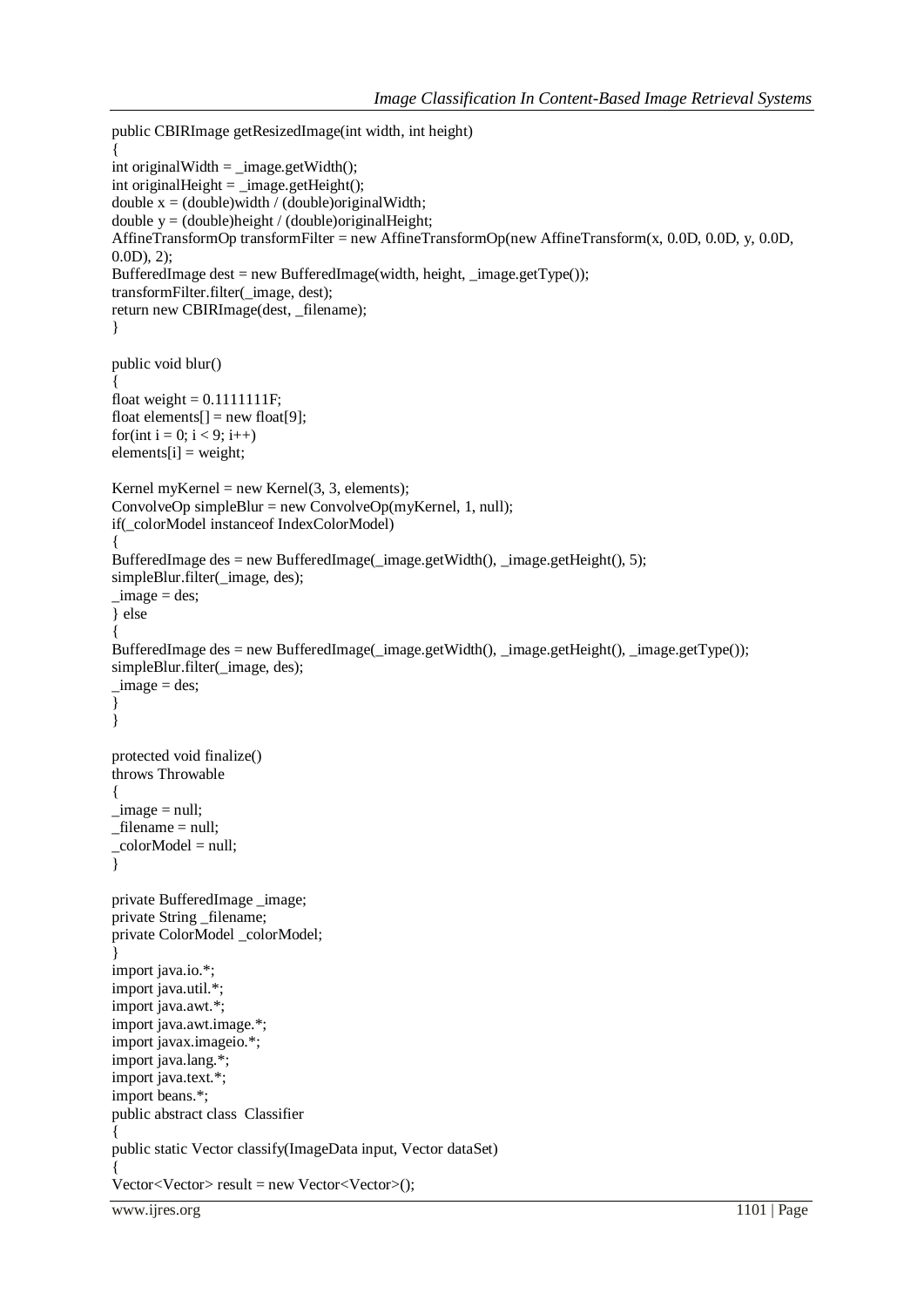```
public CBIRImage getResizedImage(int width, int height)
{
int originalWidth = _image.getWidth();
int originalHeight = _image.getHeight();
double x = (double)width / (double)originalWidth;
double y = (double)height / (double)originalHeight;
AffineTransformOp transformFilter = new AffineTransformOp(new AffineTransform(x, 0.0D, 0.0D, y, 0.0D,
0.0D), 2);
BufferedImage dest = new BufferedImage(width, height, _image.getType());
transformFilter.filter(_image, dest);
return new CBIRImage(dest, _filename);
}

public void blur()
{
float weight = 0.1111111F;
float elements[] = new float[9];
for(int i = 0; i < 9; i++)
elements[i] = weight;

Kernel myKernel = new Kernel(3, 3, elements);
ConvolveOp simpleBlur = new ConvolveOp(myKernel, 1, null);
if(_colorModel instanceof IndexColorModel)
{
BufferedImage des = new BufferedImage(_image.getWidth(), _image.getHeight(), 5);
simpleBlur.filter(_image, des);
_image = des;
} else
{
BufferedImage des = new BufferedImage(_image.getWidth(), _image.getHeight(), _image.getType());
simpleBlur.filter(_image, des);
_image = des;
}
}

protected void finalize()
throws Throwable
{
_image = null;
_filename = null;
_colorModel = null;
}

private BufferedImage _image;
private String _filename;
private ColorModel _colorModel;
}
import java.io.*;
import java.util.*;
import java.awt.*;
import java.awt.image.*;
import javax.imageio.*;
import java.lang.*;
import java.text.*;
import beans.*;
public abstract class  Classifier
{
public static Vector classify(ImageData input, Vector dataSet)
{
Vector<Vector> result = new Vector<Vector>();
```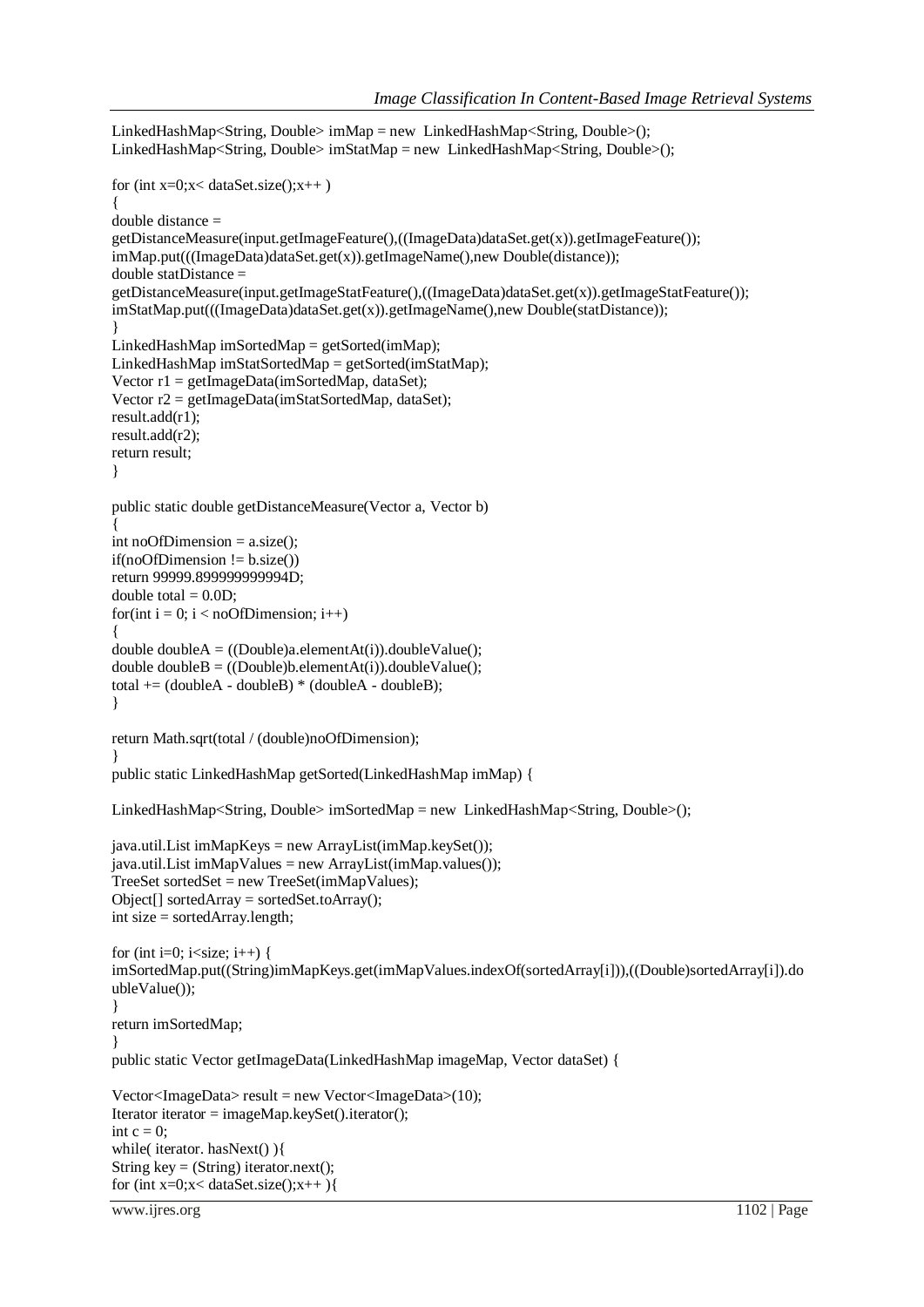```java
LinkedHashMap<String, Double> imMap = new  LinkedHashMap<String, Double>();
LinkedHashMap<String, Double> imStatMap = new  LinkedHashMap<String, Double>();

for (int x=0;x< dataSet.size();x++ )
{
double distance =
getDistanceMeasure(input.getImageFeature(),((ImageData)dataSet.get(x)).getImageFeature());
imMap.put(((ImageData)dataSet.get(x)).getImageName(),new Double(distance));
double statDistance =
getDistanceMeasure(input.getImageStatFeature(),((ImageData)dataSet.get(x)).getImageStatFeature());
imStatMap.put(((ImageData)dataSet.get(x)).getImageName(),new Double(statDistance));
}
LinkedHashMap imSortedMap = getSorted(imMap);
LinkedHashMap imStatSortedMap = getSorted(imStatMap);
Vector r1 = getImageData(imSortedMap, dataSet);
Vector r2 = getImageData(imStatSortedMap, dataSet);
result.add(r1);
result.add(r2);
return result;
}

public static double getDistanceMeasure(Vector a, Vector b)
{
int noOfDimension = a.size();
if(noOfDimension != b.size())
return 99999.899999999994D;
double total = 0.0D;
for(int i = 0; i < noOfDimension; i++)
{
double doubleA = ((Double)a.elementAt(i)).doubleValue();
double doubleB = ((Double)b.elementAt(i)).doubleValue();
total += (doubleA - doubleB) * (doubleA - doubleB);
}

return Math.sqrt(total / (double)noOfDimension);
}
public static LinkedHashMap getSorted(LinkedHashMap imMap) {

LinkedHashMap<String, Double> imSortedMap = new  LinkedHashMap<String, Double>();

java.util.List imMapKeys = new ArrayList(imMap.keySet());
java.util.List imMapValues = new ArrayList(imMap.values());
TreeSet sortedSet = new TreeSet(imMapValues);
Object[] sortedArray = sortedSet.toArray();
int size = sortedArray.length;

for (int i=0; i<size; i++) {
imSortedMap.put((String)imMapKeys.get(imMapValues.indexOf(sortedArray[i])),((Double)sortedArray[i]).do
ubleValue());
}
return imSortedMap;
}
public static Vector getImageData(LinkedHashMap imageMap, Vector dataSet) {

Vector<ImageData> result = new Vector<ImageData>(10);
Iterator iterator = imageMap.keySet().iterator();
int c = 0;
while( iterator. hasNext() ){
String key = (String) iterator.next();
for (int x=0;x< dataSet.size();x++ ){
```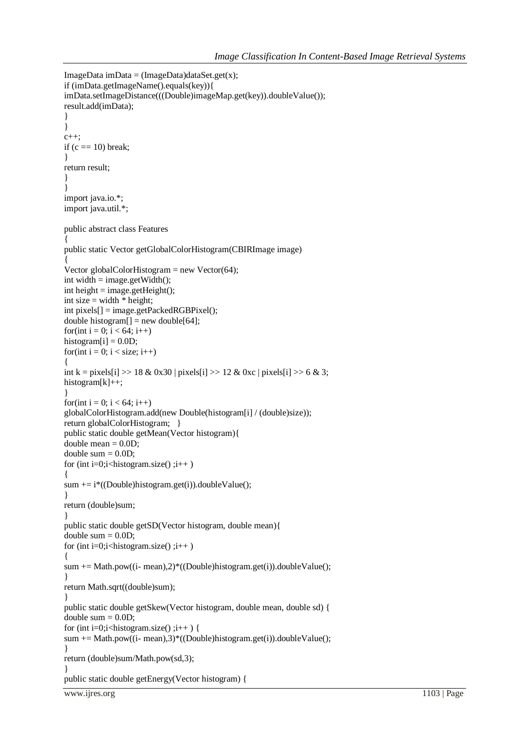```
ImageData imData = (ImageData)dataSet.get(x);
if (imData.getImageName().equals(key)){
imData.setImageDistance(((Double)imageMap.get(key)).doubleValue());
result.add(imData);
}
}
c++;
if (c == 10) break;
}
return result;
}
}
import java.io.*;
import java.util.*;

public abstract class Features
{
public static Vector getGlobalColorHistogram(CBIRImage image)
{
Vector globalColorHistogram = new Vector(64);
int width = image.getWidth();
int height = image.getHeight();
int size = width * height;
int pixels[] = image.getPackedRGBPixel();
double histogram[] = new double[64];
for(int i = 0; i < 64; i++)
histogram[i] = 0.0D;
for(int i = 0; i < size; i++)
{
int k = pixels[i] >> 18 & 0x30 | pixels[i] >> 12 & 0xc | pixels[i] >> 6 & 3;
histogram[k]++;
}
for(int i = 0; i < 64; i++)
globalColorHistogram.add(new Double(histogram[i] / (double)size));
return globalColorHistogram;   }
public static double getMean(Vector histogram){
double mean = 0.0D;
double sum = 0.0D;
for (int i=0;i<histogram.size() ;i++ )
{
sum += i*((Double)histogram.get(i)).doubleValue();
}
return (double)sum;
}
public static double getSD(Vector histogram, double mean){
double sum = 0.0D;
for (int i=0;i<histogram.size() ;i++ )
{
sum += Math.pow((i- mean),2)*((Double)histogram.get(i)).doubleValue();
}
return Math.sqrt((double)sum);
}
public static double getSkew(Vector histogram, double mean, double sd) {
double sum = 0.0D;
for (int i=0;i<histogram.size() ;i++ ) {
sum += Math.pow((i- mean),3)*((Double)histogram.get(i)).doubleValue();
}
return (double)sum/Math.pow(sd,3);
}
public static double getEnergy(Vector histogram) {
```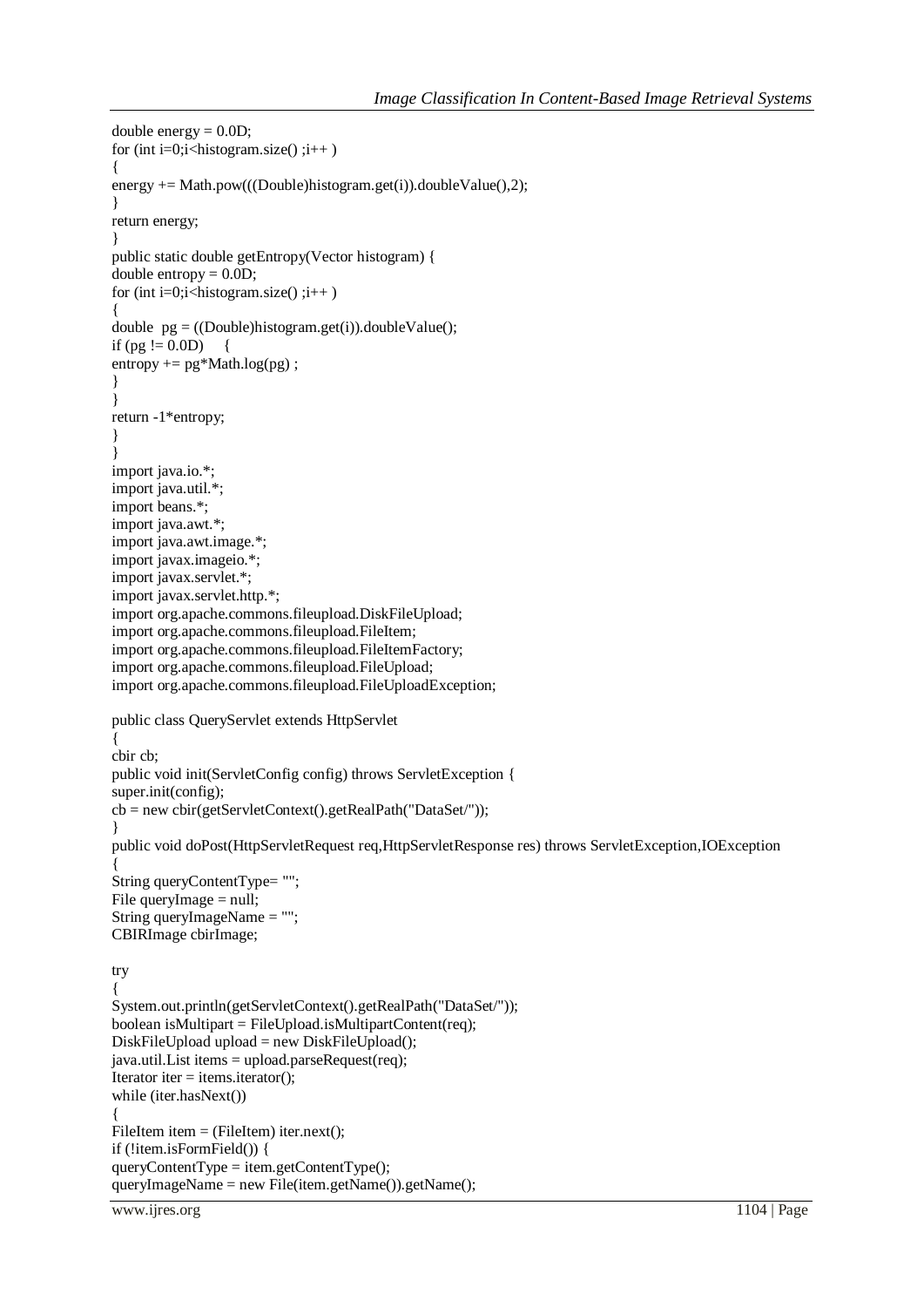```
double energy = 0.0D;
for (int i=0;i<histogram.size() ;i++ )
{
energy += Math.pow(((Double)histogram.get(i)).doubleValue(),2);
}
return energy;
}
public static double getEntropy(Vector histogram) {
double entropy = 0.0D;
for (int i=0;i<histogram.size() ;i++ )
{
double  pg = ((Double)histogram.get(i)).doubleValue();
if (pg != 0.0D)     {
entropy += pg*Math.log(pg) ;
}
}
return -1*entropy;
}
}
import java.io.*;
import java.util.*;
import beans.*;
import java.awt.*;
import java.awt.image.*;
import javax.imageio.*;
import javax.servlet.*;
import javax.servlet.http.*;
import org.apache.commons.fileupload.DiskFileUpload;
import org.apache.commons.fileupload.FileItem;
import org.apache.commons.fileupload.FileItemFactory;
import org.apache.commons.fileupload.FileUpload;
import org.apache.commons.fileupload.FileUploadException;

public class QueryServlet extends HttpServlet
{
cbir cb;
public void init(ServletConfig config) throws ServletException {
super.init(config);
cb = new cbir(getServletContext().getRealPath("DataSet/"));
}
public void doPost(HttpServletRequest req,HttpServletResponse res) throws ServletException,IOException
{
String queryContentType= "";
File queryImage = null;
String queryImageName = "";
CBIRImage cbirImage;

try
{
System.out.println(getServletContext().getRealPath("DataSet/"));
boolean isMultipart = FileUpload.isMultipartContent(req);
DiskFileUpload upload = new DiskFileUpload();
java.util.List items = upload.parseRequest(req);
Iterator iter = items.iterator();
while (iter.hasNext())
{
FileItem item = (FileItem) iter.next();
if (!item.isFormField()) {
queryContentType = item.getContentType();
queryImageName = new File(item.getName()).getName();
```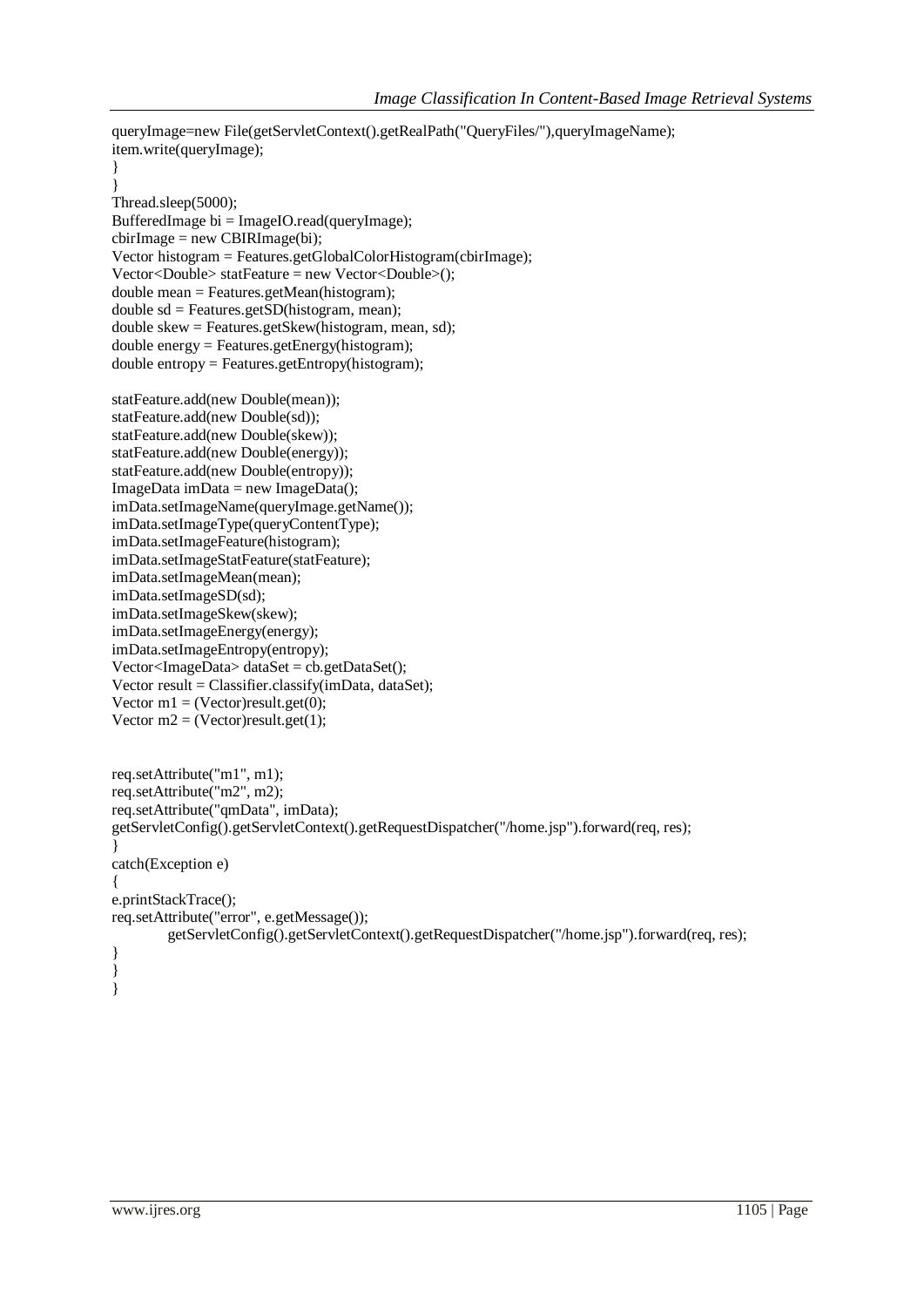```
queryImage=new File(getServletContext().getRealPath("QueryFiles/"),queryImageName);
item.write(queryImage);
}
}
Thread.sleep(5000);
BufferedImage bi = ImageIO.read(queryImage);
cbirImage = new CBIRImage(bi);
Vector histogram = Features.getGlobalColorHistogram(cbirImage);
Vector<Double> statFeature = new Vector<Double>();
double mean = Features.getMean(histogram);
double sd = Features.getSD(histogram, mean);
double skew = Features.getSkew(histogram, mean, sd);
double energy = Features.getEnergy(histogram);
double entropy = Features.getEntropy(histogram);

statFeature.add(new Double(mean));
statFeature.add(new Double(sd));
statFeature.add(new Double(skew));
statFeature.add(new Double(energy));
statFeature.add(new Double(entropy));
ImageData imData = new ImageData();
imData.setImageName(queryImage.getName());
imData.setImageType(queryContentType);
imData.setImageFeature(histogram);
imData.setImageStatFeature(statFeature);
imData.setImageMean(mean);
imData.setImageSD(sd);
imData.setImageSkew(skew);
imData.setImageEnergy(energy);
imData.setImageEntropy(entropy);
Vector<ImageData> dataSet = cb.getDataSet();
Vector result = Classifier.classify(imData, dataSet);
Vector m1 = (Vector)result.get(0);
Vector m2 = (Vector)result.get(1);


req.setAttribute("m1", m1);
req.setAttribute("m2", m2);
req.setAttribute("qmData", imData);
getServletConfig().getServletContext().getRequestDispatcher("/home.jsp").forward(req, res);
}
catch(Exception e)
{
e.printStackTrace();
req.setAttribute("error", e.getMessage());
        getServletConfig().getServletContext().getRequestDispatcher("/home.jsp").forward(req, res);
}
}
}
```